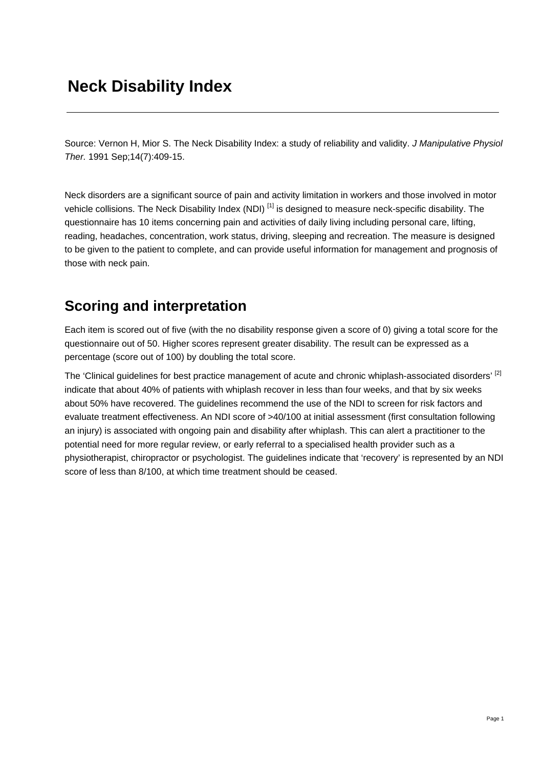# Neck Disability Index

Source: Vernon H, Mior S. The Neck Disability Index: a study of reliability and validity. *J Manipulative Physiol Ther.* 1991 Sep;14(7):409-15.

Neck disorders are a significant source of pain and activity limitation in workers and those involved in motor vehicle collisions. The Neck Disability Index (NDI) [1] is designed to measure neck-specific disability. The questionnaire has 10 items concerning pain and activities of daily living including personal care, lifting, reading, headaches, concentration, work status, driving, sleeping and recreation. The measure is designed to be given to the patient to complete, and can provide useful information for management and prognosis of those with neck pain.

## Scoring and interpretation

Each item is scored out of five (with the no disability response given a score of 0) giving a total score for the questionnaire out of 50. Higher scores represent greater disability. The result can be expressed as a percentage (score out of 100) by doubling the total score.

The 'Clinical guidelines for best practice management of acute and chronic whiplash-associated disorders' [2] indicate that about 40% of patients with whiplash recover in less than four weeks, and that by six weeks about 50% have recovered. The guidelines recommend the use of the NDI to screen for risk factors and evaluate treatment effectiveness. An NDI score of >40/100 at initial assessment (first consultation following an injury) is associated with ongoing pain and disability after whiplash. This can alert a practitioner to the potential need for more regular review, or early referral to a specialised health provider such as a physiotherapist, chiropractor or psychologist. The guidelines indicate that 'recovery' is represented by an NDI score of less than 8/100, at which time treatment should be ceased.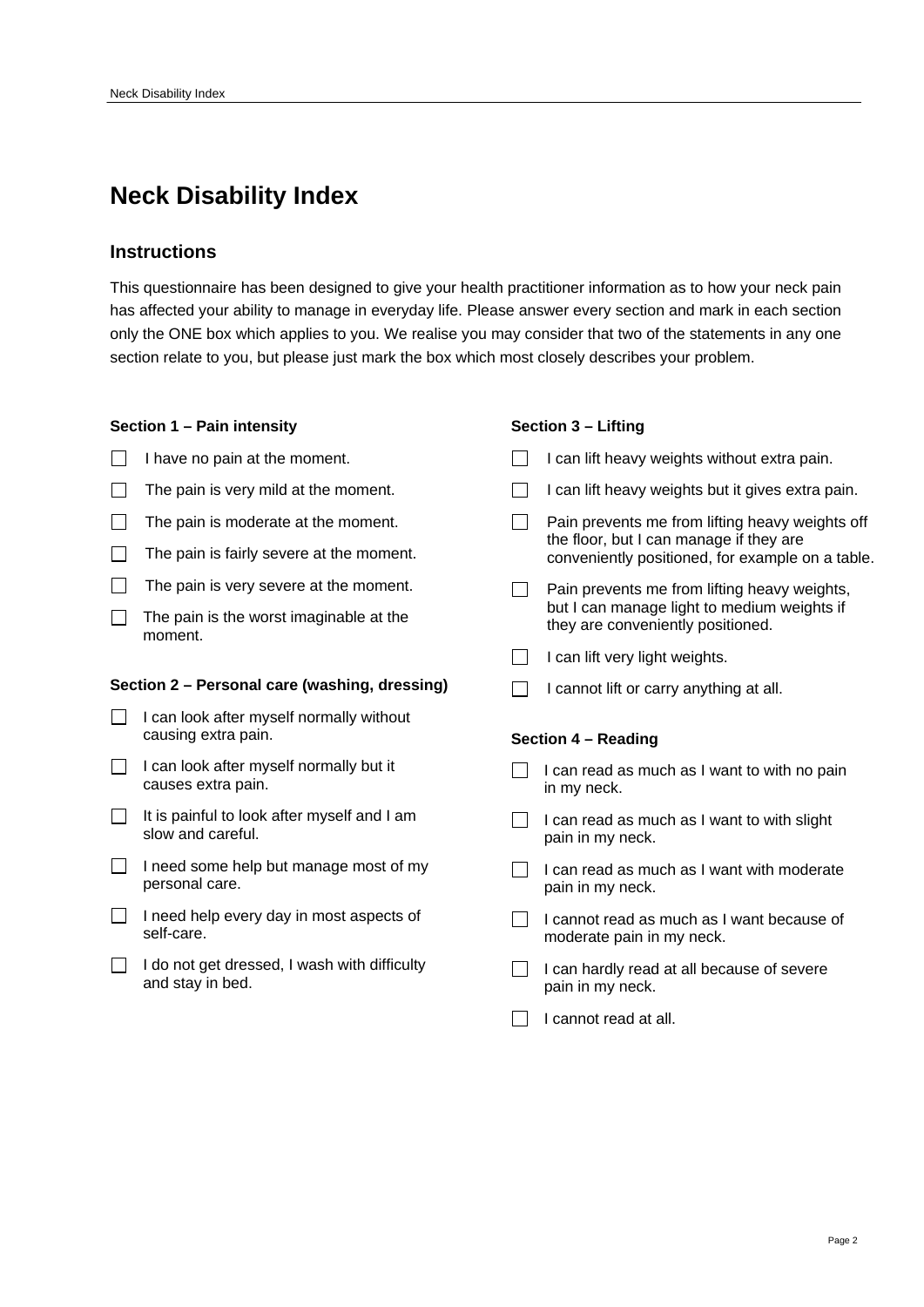# Neck Disability Index

## Instructions

This questionnaire has been designed to give your health practitioner information as to how your neck pain has affected your ability to manage in everyday life. Please answer every section and mark in each section only the ONE box which applies to you. We realise you may consider that two of the statements in any one section relate to you, but please just mark the box which most closely describes your problem.

**Section 1 – Pain intensity**

- ☐ I have no pain at the moment.
- ☐ The pain is very mild at the moment.
- ☐ The pain is moderate at the moment.
- ☐ The pain is fairly severe at the moment.
- ☐ The pain is very severe at the moment.
- ☐ The pain is the worst imaginable at the moment.

**Section 2 – Personal care (washing, dressing)**

- ☐ I can look after myself normally without causing extra pain.
- ☐ I can look after myself normally but it causes extra pain.
- ☐ It is painful to look after myself and I am slow and careful.
- ☐ I need some help but manage most of my personal care.
- ☐ I need help every day in most aspects of self-care.
- ☐ I do not get dressed, I wash with difficulty and stay in bed.

**Section 3 – Lifting**

- ☐ I can lift heavy weights without extra pain.
- ☐ I can lift heavy weights but it gives extra pain.
- ☐ Pain prevents me from lifting heavy weights off the floor, but I can manage if they are conveniently positioned, for example on a table.
- ☐ Pain prevents me from lifting heavy weights, but I can manage light to medium weights if they are conveniently positioned.
- ☐ I can lift very light weights.
- ☐ I cannot lift or carry anything at all.

**Section 4 – Reading**

- ☐ I can read as much as I want to with no pain in my neck.
- ☐ I can read as much as I want to with slight pain in my neck.
- ☐ I can read as much as I want with moderate pain in my neck.
- ☐ I cannot read as much as I want because of moderate pain in my neck.
- ☐ I can hardly read at all because of severe pain in my neck.
- ☐ I cannot read at all.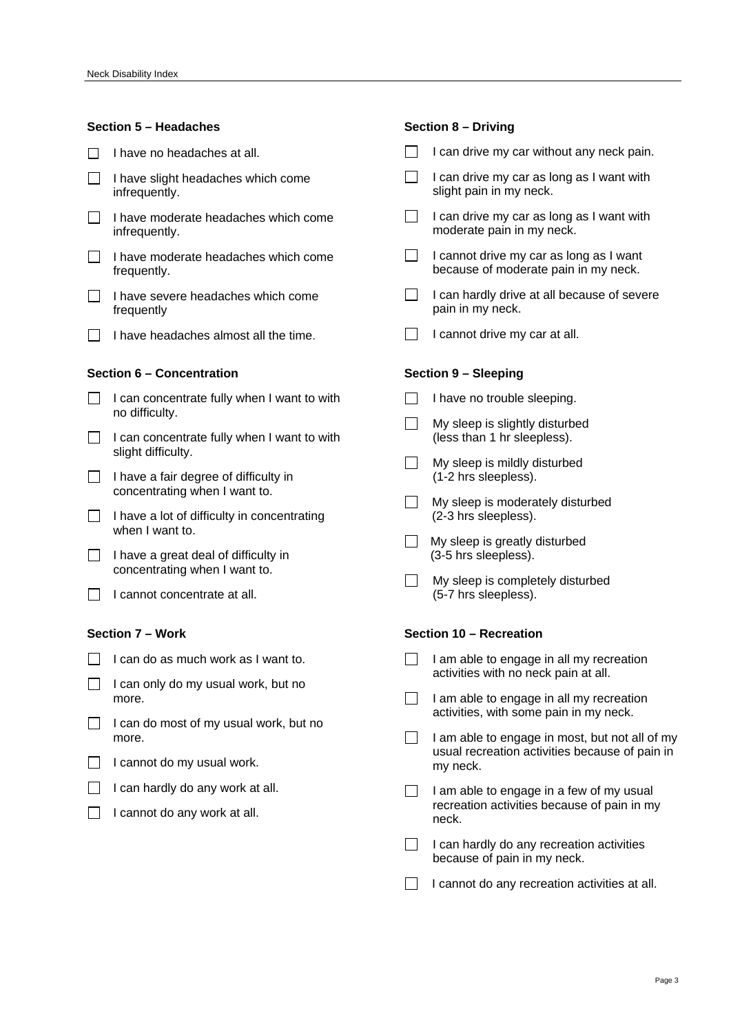### Section 5 – Headaches

- [ ] I have no headaches at all.
- [ ] I have slight headaches which come infrequently.
- [ ] I have moderate headaches which come infrequently.
- [ ] I have moderate headaches which come frequently.
- [ ] I have severe headaches which come frequently
- [ ] I have headaches almost all the time.

### Section 6 – Concentration

- [ ] I can concentrate fully when I want to with no difficulty.
- [ ] I can concentrate fully when I want to with slight difficulty.
- [ ] I have a fair degree of difficulty in concentrating when I want to.
- [ ] I have a lot of difficulty in concentrating when I want to.
- [ ] I have a great deal of difficulty in concentrating when I want to.
- [ ] I cannot concentrate at all.

### Section 7 – Work

- [ ] I can do as much work as I want to.
- [ ] I can only do my usual work, but no more.
- [ ] I can do most of my usual work, but no more.
- [ ] I cannot do my usual work.
- [ ] I can hardly do any work at all.
- [ ] I cannot do any work at all.

### Section 8 – Driving

- [ ] I can drive my car without any neck pain.
- [ ] I can drive my car as long as I want with slight pain in my neck.
- [ ] I can drive my car as long as I want with moderate pain in my neck.
- [ ] I cannot drive my car as long as I want because of moderate pain in my neck.
- [ ] I can hardly drive at all because of severe pain in my neck.
- [ ] I cannot drive my car at all.

### Section 9 – Sleeping

- [ ] I have no trouble sleeping.
- [ ] My sleep is slightly disturbed (less than 1 hr sleepless).
- [ ] My sleep is mildly disturbed (1-2 hrs sleepless).
- [ ] My sleep is moderately disturbed (2-3 hrs sleepless).
- [ ] My sleep is greatly disturbed (3-5 hrs sleepless).
- [ ] My sleep is completely disturbed (5-7 hrs sleepless).

### Section 10 – Recreation

- [ ] I am able to engage in all my recreation activities with no neck pain at all.
- [ ] I am able to engage in all my recreation activities, with some pain in my neck.
- [ ] I am able to engage in most, but not all of my usual recreation activities because of pain in my neck.
- [ ] I am able to engage in a few of my usual recreation activities because of pain in my neck.
- [ ] I can hardly do any recreation activities because of pain in my neck.
- [ ] I cannot do any recreation activities at all.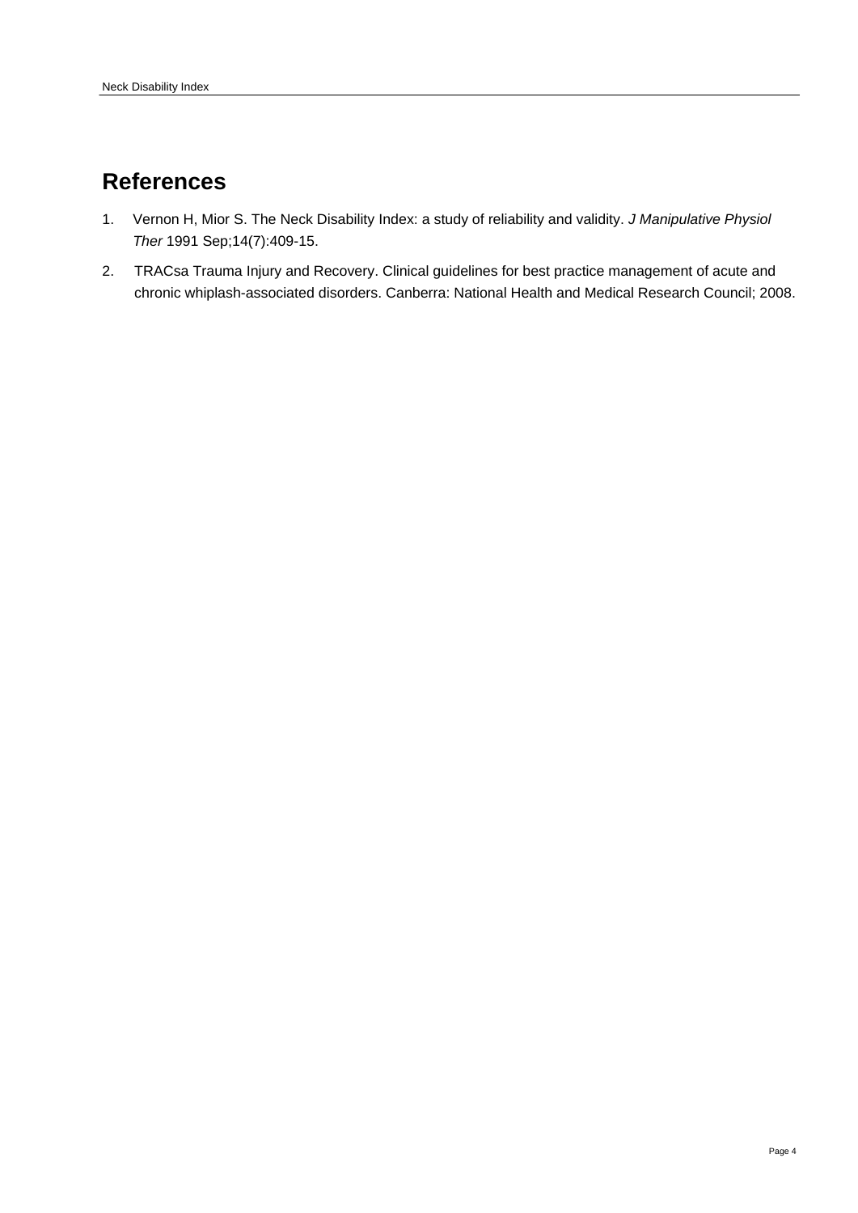## References

1. Vernon H, Mior S. The Neck Disability Index: a study of reliability and validity. *J Manipulative Physiol Ther* 1991 Sep;14(7):409-15.
2. TRACsa Trauma Injury and Recovery. Clinical guidelines for best practice management of acute and chronic whiplash-associated disorders. Canberra: National Health and Medical Research Council; 2008.